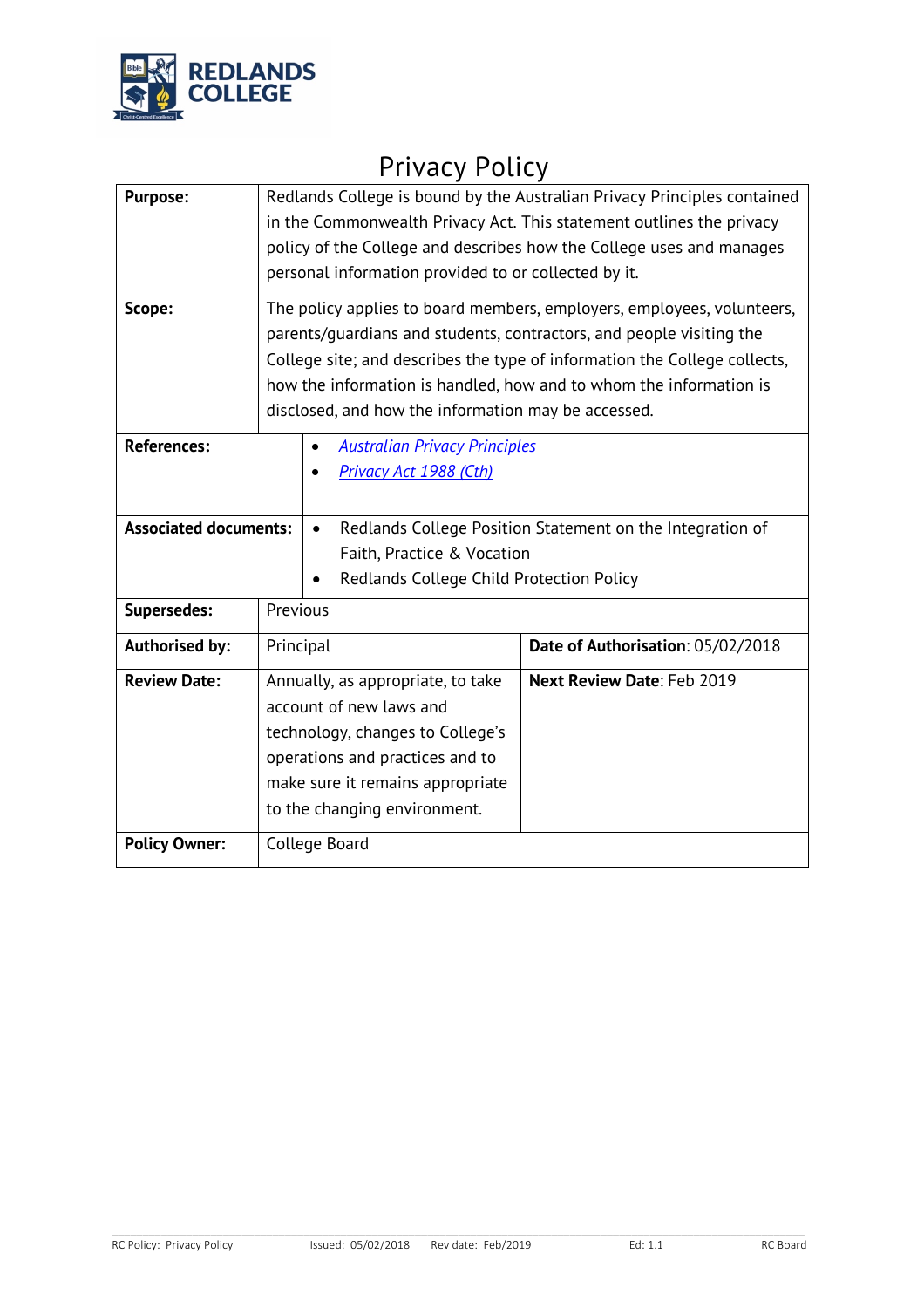REDLANDS COLLEGE

# Privacy Policy

| | | |
|---|---|---|
| **Purpose:** | Redlands College is bound by the Australian Privacy Principles contained in the Commonwealth Privacy Act. This statement outlines the privacy policy of the College and describes how the College uses and manages personal information provided to or collected by it. | |
| **Scope:** | The policy applies to board members, employers, employees, volunteers, parents/guardians and students, contractors, and people visiting the College site; and describes the type of information the College collects, how the information is handled, how and to whom the information is disclosed, and how the information may be accessed. | |
| **References:** | • *Australian Privacy Principles*<br>• *Privacy Act 1988 (Cth)* | |
| **Associated documents:** | • Redlands College Position Statement on the Integration of Faith, Practice & Vocation<br>• Redlands College Child Protection Policy | |
| **Supersedes:** | Previous | |
| **Authorised by:** | Principal | **Date of Authorisation**: 05/02/2018 |
| **Review Date:** | Annually, as appropriate, to take account of new laws and technology, changes to College's operations and practices and to make sure it remains appropriate to the changing environment. | **Next Review Date**: Feb 2019 |
| **Policy Owner:** | College Board | |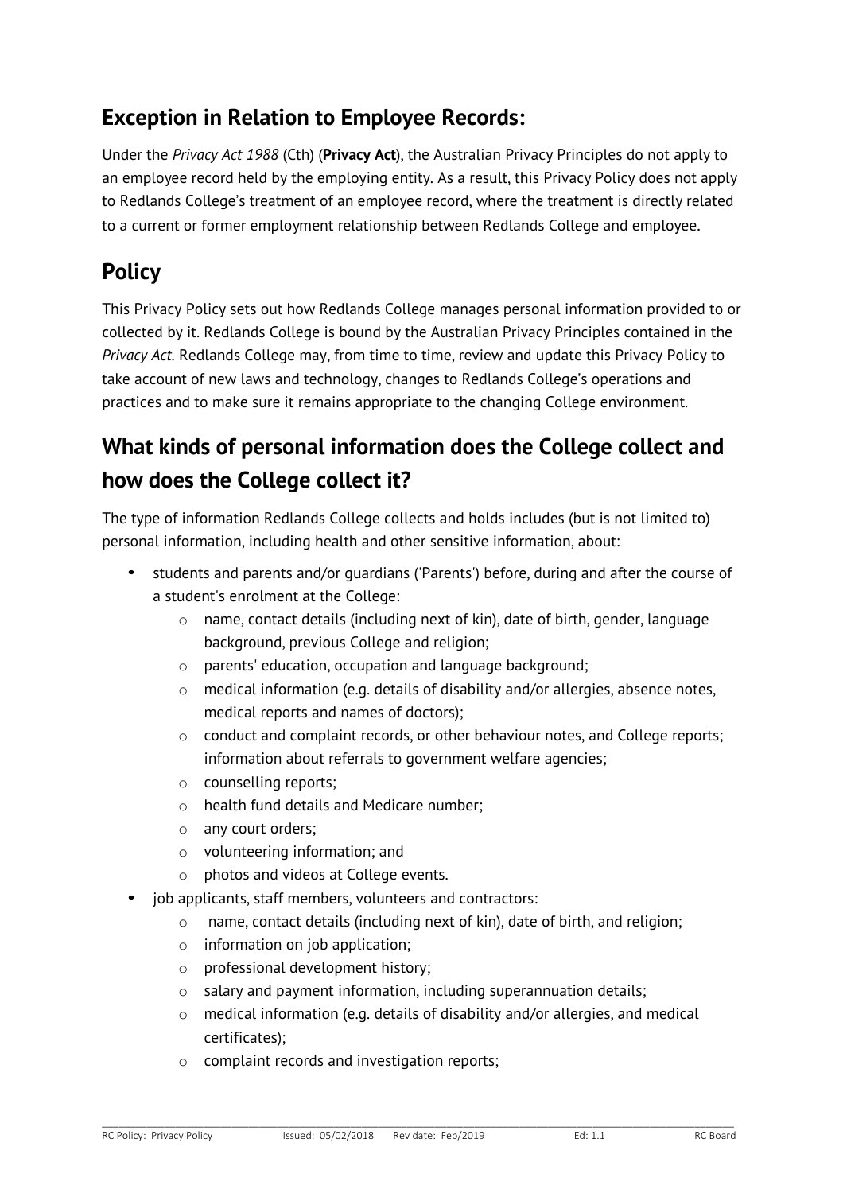## Exception in Relation to Employee Records:

Under the *Privacy Act 1988* (Cth) (**Privacy Act**), the Australian Privacy Principles do not apply to an employee record held by the employing entity. As a result, this Privacy Policy does not apply to Redlands College's treatment of an employee record, where the treatment is directly related to a current or former employment relationship between Redlands College and employee.

## Policy

This Privacy Policy sets out how Redlands College manages personal information provided to or collected by it. Redlands College is bound by the Australian Privacy Principles contained in the *Privacy Act.* Redlands College may, from time to time, review and update this Privacy Policy to take account of new laws and technology, changes to Redlands College's operations and practices and to make sure it remains appropriate to the changing College environment.

## What kinds of personal information does the College collect and how does the College collect it?

The type of information Redlands College collects and holds includes (but is not limited to) personal information, including health and other sensitive information, about:

- students and parents and/or guardians ('Parents') before, during and after the course of a student's enrolment at the College:
  - name, contact details (including next of kin), date of birth, gender, language background, previous College and religion;
  - parents' education, occupation and language background;
  - medical information (e.g. details of disability and/or allergies, absence notes, medical reports and names of doctors);
  - conduct and complaint records, or other behaviour notes, and College reports; information about referrals to government welfare agencies;
  - counselling reports;
  - health fund details and Medicare number;
  - any court orders;
  - volunteering information; and
  - photos and videos at College events.
- job applicants, staff members, volunteers and contractors:
  - name, contact details (including next of kin), date of birth, and religion;
  - information on job application;
  - professional development history;
  - salary and payment information, including superannuation details;
  - medical information (e.g. details of disability and/or allergies, and medical certificates);
  - complaint records and investigation reports;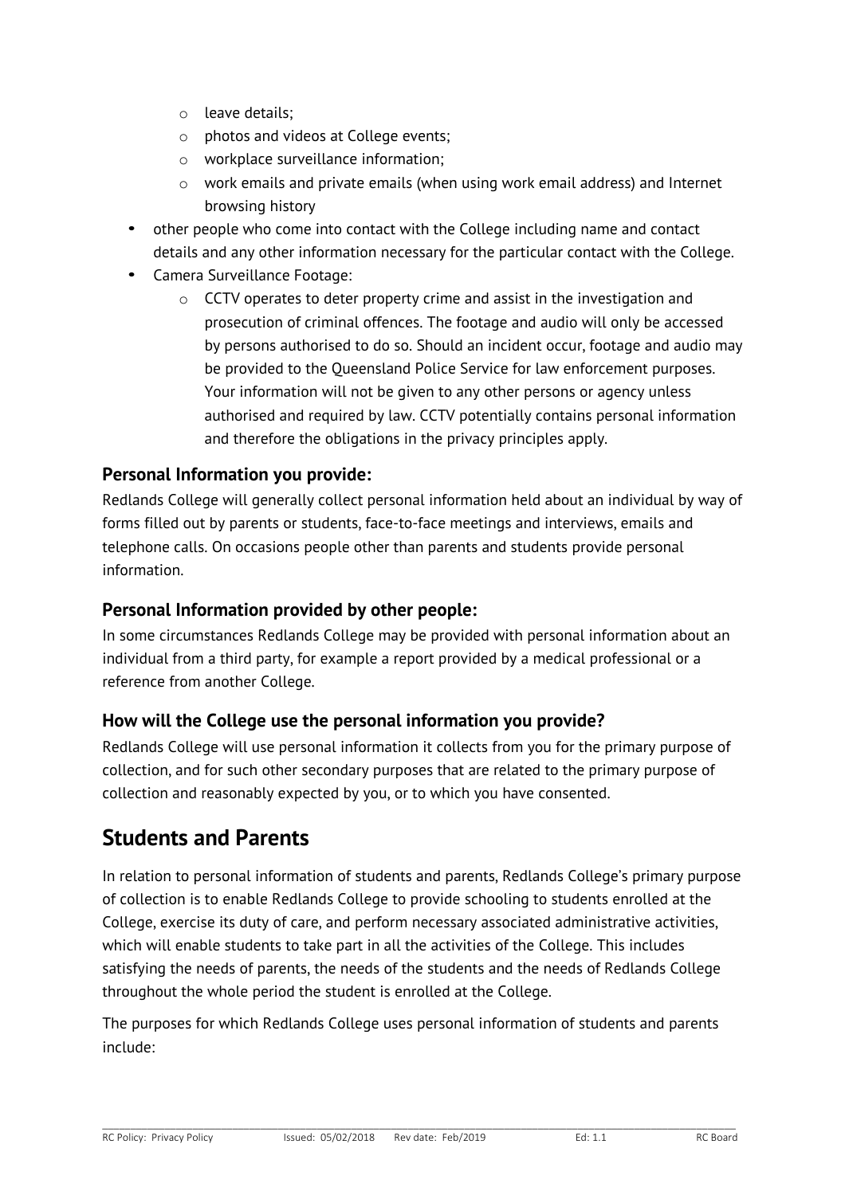- leave details;
    - photos and videos at College events;
    - workplace surveillance information;
    - work emails and private emails (when using work email address) and Internet browsing history
- other people who come into contact with the College including name and contact details and any other information necessary for the particular contact with the College.
- Camera Surveillance Footage:
    - CCTV operates to deter property crime and assist in the investigation and prosecution of criminal offences. The footage and audio will only be accessed by persons authorised to do so. Should an incident occur, footage and audio may be provided to the Queensland Police Service for law enforcement purposes. Your information will not be given to any other persons or agency unless authorised and required by law. CCTV potentially contains personal information and therefore the obligations in the privacy principles apply.

### Personal Information you provide:

Redlands College will generally collect personal information held about an individual by way of forms filled out by parents or students, face-to-face meetings and interviews, emails and telephone calls. On occasions people other than parents and students provide personal information.

### Personal Information provided by other people:

In some circumstances Redlands College may be provided with personal information about an individual from a third party, for example a report provided by a medical professional or a reference from another College.

### How will the College use the personal information you provide?

Redlands College will use personal information it collects from you for the primary purpose of collection, and for such other secondary purposes that are related to the primary purpose of collection and reasonably expected by you, or to which you have consented.

## Students and Parents

In relation to personal information of students and parents, Redlands College's primary purpose of collection is to enable Redlands College to provide schooling to students enrolled at the College, exercise its duty of care, and perform necessary associated administrative activities, which will enable students to take part in all the activities of the College. This includes satisfying the needs of parents, the needs of the students and the needs of Redlands College throughout the whole period the student is enrolled at the College.

The purposes for which Redlands College uses personal information of students and parents include: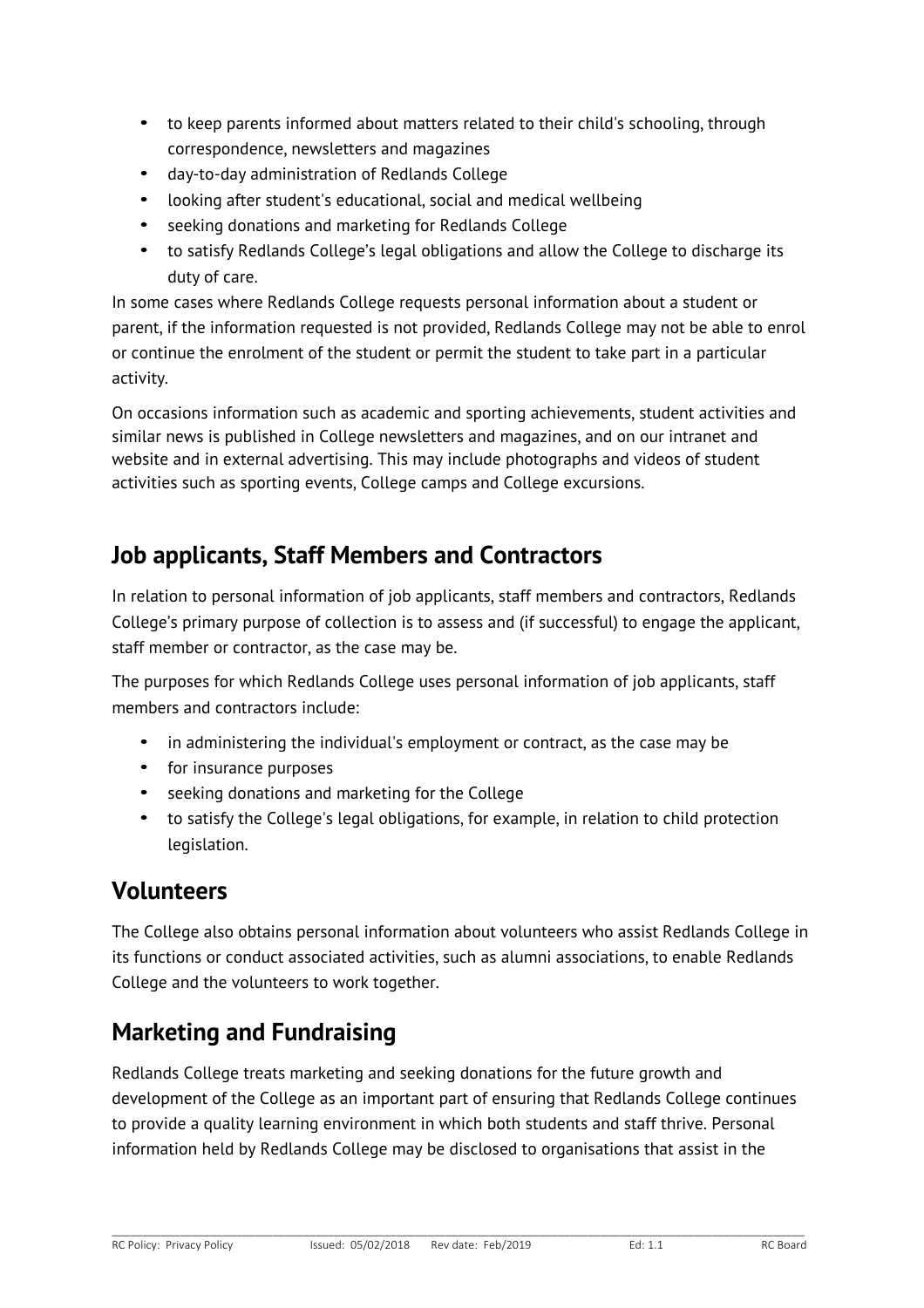- to keep parents informed about matters related to their child's schooling, through correspondence, newsletters and magazines
- day-to-day administration of Redlands College
- looking after student's educational, social and medical wellbeing
- seeking donations and marketing for Redlands College
- to satisfy Redlands College's legal obligations and allow the College to discharge its duty of care.

In some cases where Redlands College requests personal information about a student or parent, if the information requested is not provided, Redlands College may not be able to enrol or continue the enrolment of the student or permit the student to take part in a particular activity.

On occasions information such as academic and sporting achievements, student activities and similar news is published in College newsletters and magazines, and on our intranet and website and in external advertising. This may include photographs and videos of student activities such as sporting events, College camps and College excursions.

## Job applicants, Staff Members and Contractors

In relation to personal information of job applicants, staff members and contractors, Redlands College's primary purpose of collection is to assess and (if successful) to engage the applicant, staff member or contractor, as the case may be.

The purposes for which Redlands College uses personal information of job applicants, staff members and contractors include:

- in administering the individual's employment or contract, as the case may be
- for insurance purposes
- seeking donations and marketing for the College
- to satisfy the College's legal obligations, for example, in relation to child protection legislation.

## Volunteers

The College also obtains personal information about volunteers who assist Redlands College in its functions or conduct associated activities, such as alumni associations, to enable Redlands College and the volunteers to work together.

## Marketing and Fundraising

Redlands College treats marketing and seeking donations for the future growth and development of the College as an important part of ensuring that Redlands College continues to provide a quality learning environment in which both students and staff thrive. Personal information held by Redlands College may be disclosed to organisations that assist in the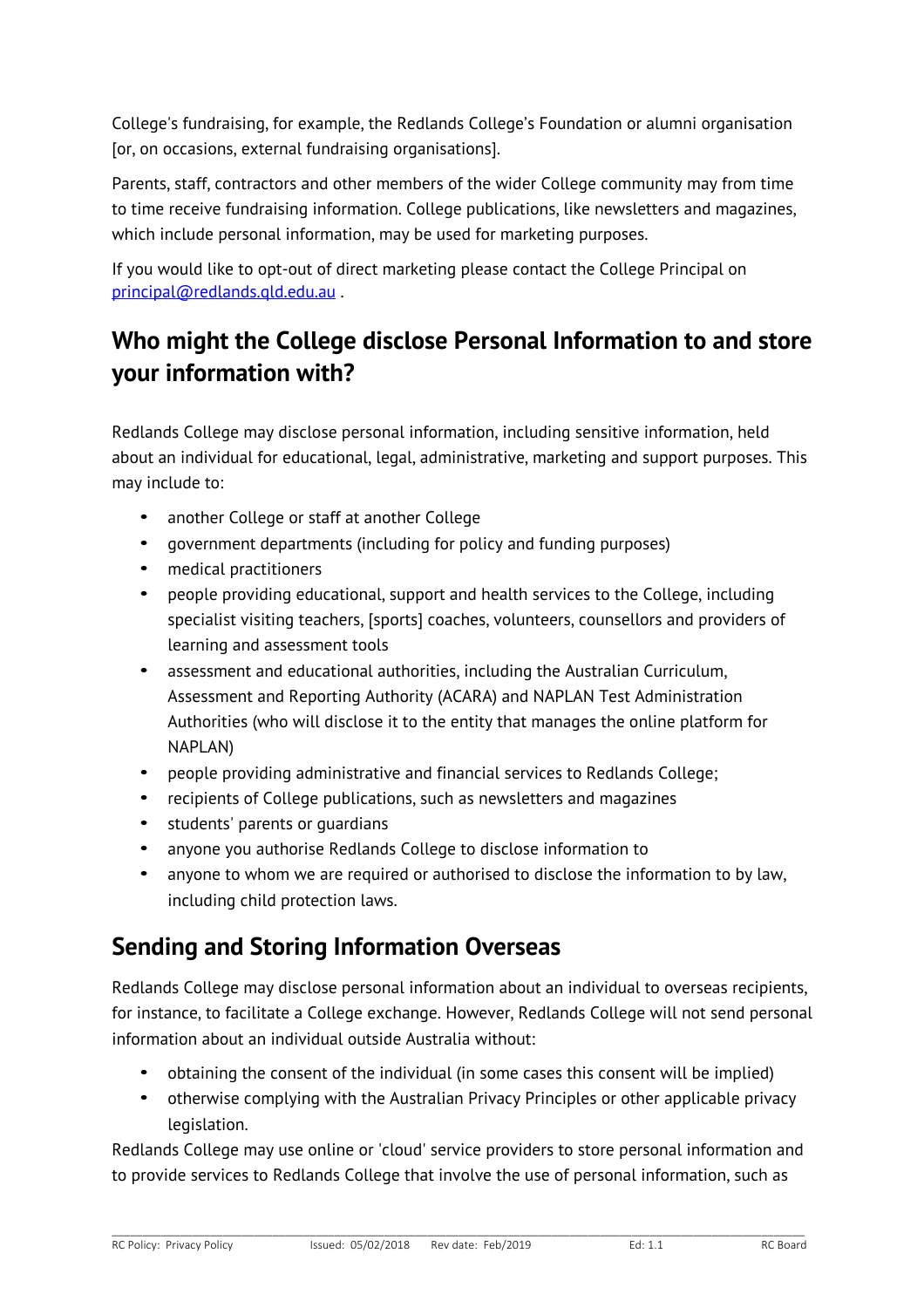College's fundraising, for example, the Redlands College's Foundation or alumni organisation [or, on occasions, external fundraising organisations].

Parents, staff, contractors and other members of the wider College community may from time to time receive fundraising information. College publications, like newsletters and magazines, which include personal information, may be used for marketing purposes.

If you would like to opt-out of direct marketing please contact the College Principal on principal@redlands.qld.edu.au .

## Who might the College disclose Personal Information to and store your information with?

Redlands College may disclose personal information, including sensitive information, held about an individual for educational, legal, administrative, marketing and support purposes. This may include to:

- another College or staff at another College
- government departments (including for policy and funding purposes)
- medical practitioners
- people providing educational, support and health services to the College, including specialist visiting teachers, [sports] coaches, volunteers, counsellors and providers of learning and assessment tools
- assessment and educational authorities, including the Australian Curriculum, Assessment and Reporting Authority (ACARA) and NAPLAN Test Administration Authorities (who will disclose it to the entity that manages the online platform for NAPLAN)
- people providing administrative and financial services to Redlands College;
- recipients of College publications, such as newsletters and magazines
- students' parents or guardians
- anyone you authorise Redlands College to disclose information to
- anyone to whom we are required or authorised to disclose the information to by law, including child protection laws.

## Sending and Storing Information Overseas

Redlands College may disclose personal information about an individual to overseas recipients, for instance, to facilitate a College exchange. However, Redlands College will not send personal information about an individual outside Australia without:

- obtaining the consent of the individual (in some cases this consent will be implied)
- otherwise complying with the Australian Privacy Principles or other applicable privacy legislation.

Redlands College may use online or 'cloud' service providers to store personal information and to provide services to Redlands College that involve the use of personal information, such as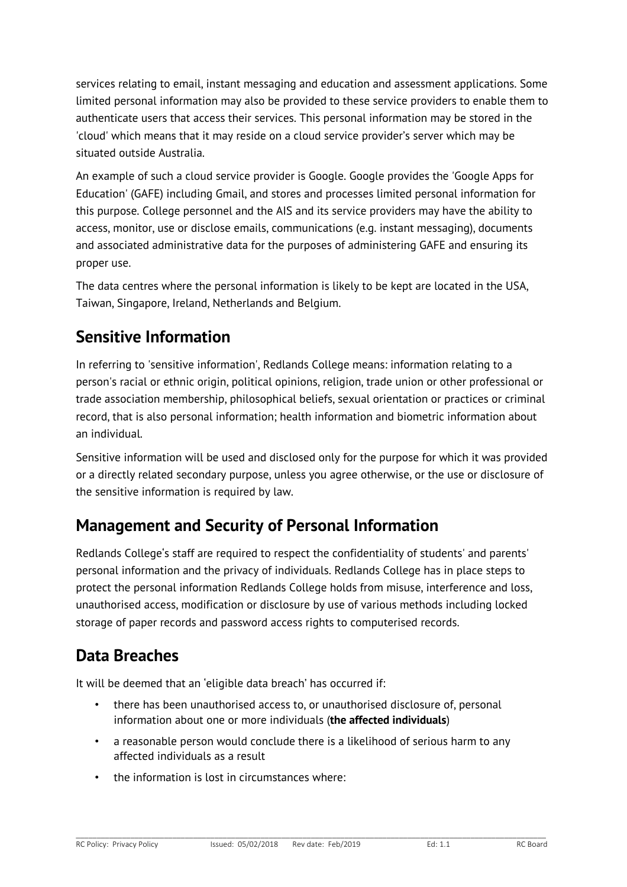services relating to email, instant messaging and education and assessment applications. Some limited personal information may also be provided to these service providers to enable them to authenticate users that access their services. This personal information may be stored in the 'cloud' which means that it may reside on a cloud service provider's server which may be situated outside Australia.

An example of such a cloud service provider is Google. Google provides the 'Google Apps for Education' (GAFE) including Gmail, and stores and processes limited personal information for this purpose. College personnel and the AIS and its service providers may have the ability to access, monitor, use or disclose emails, communications (e.g. instant messaging), documents and associated administrative data for the purposes of administering GAFE and ensuring its proper use.

The data centres where the personal information is likely to be kept are located in the USA, Taiwan, Singapore, Ireland, Netherlands and Belgium.

## Sensitive Information

In referring to 'sensitive information', Redlands College means: information relating to a person's racial or ethnic origin, political opinions, religion, trade union or other professional or trade association membership, philosophical beliefs, sexual orientation or practices or criminal record, that is also personal information; health information and biometric information about an individual.

Sensitive information will be used and disclosed only for the purpose for which it was provided or a directly related secondary purpose, unless you agree otherwise, or the use or disclosure of the sensitive information is required by law.

## Management and Security of Personal Information

Redlands College's staff are required to respect the confidentiality of students' and parents' personal information and the privacy of individuals. Redlands College has in place steps to protect the personal information Redlands College holds from misuse, interference and loss, unauthorised access, modification or disclosure by use of various methods including locked storage of paper records and password access rights to computerised records.

## Data Breaches

It will be deemed that an 'eligible data breach' has occurred if:

- there has been unauthorised access to, or unauthorised disclosure of, personal information about one or more individuals (**the affected individuals**)
- a reasonable person would conclude there is a likelihood of serious harm to any affected individuals as a result
- the information is lost in circumstances where: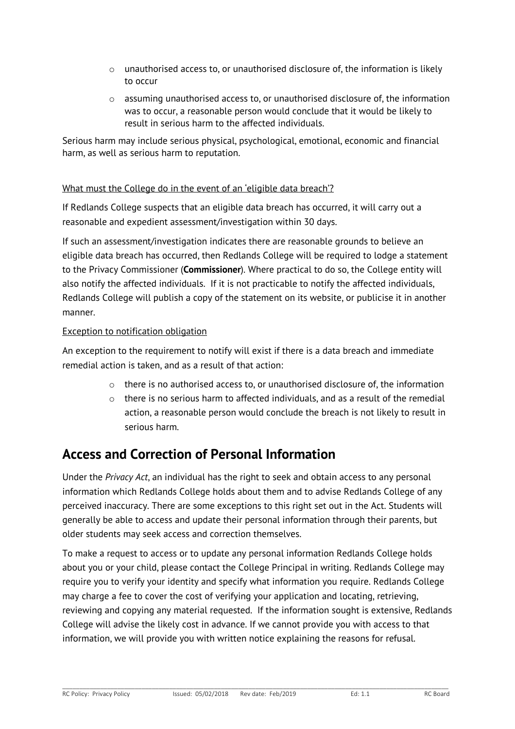- unauthorised access to, or unauthorised disclosure of, the information is likely to occur
- assuming unauthorised access to, or unauthorised disclosure of, the information was to occur, a reasonable person would conclude that it would be likely to result in serious harm to the affected individuals.

Serious harm may include serious physical, psychological, emotional, economic and financial harm, as well as serious harm to reputation.

<u>What must the College do in the event of an 'eligible data breach'?</u>

If Redlands College suspects that an eligible data breach has occurred, it will carry out a reasonable and expedient assessment/investigation within 30 days.

If such an assessment/investigation indicates there are reasonable grounds to believe an eligible data breach has occurred, then Redlands College will be required to lodge a statement to the Privacy Commissioner (**Commissioner**). Where practical to do so, the College entity will also notify the affected individuals. If it is not practicable to notify the affected individuals, Redlands College will publish a copy of the statement on its website, or publicise it in another manner.

<u>Exception to notification obligation</u>

An exception to the requirement to notify will exist if there is a data breach and immediate remedial action is taken, and as a result of that action:

- there is no authorised access to, or unauthorised disclosure of, the information
- there is no serious harm to affected individuals, and as a result of the remedial action, a reasonable person would conclude the breach is not likely to result in serious harm.

## Access and Correction of Personal Information

Under the *Privacy Act*, an individual has the right to seek and obtain access to any personal information which Redlands College holds about them and to advise Redlands College of any perceived inaccuracy. There are some exceptions to this right set out in the Act. Students will generally be able to access and update their personal information through their parents, but older students may seek access and correction themselves.

To make a request to access or to update any personal information Redlands College holds about you or your child, please contact the College Principal in writing. Redlands College may require you to verify your identity and specify what information you require. Redlands College may charge a fee to cover the cost of verifying your application and locating, retrieving, reviewing and copying any material requested. If the information sought is extensive, Redlands College will advise the likely cost in advance. If we cannot provide you with access to that information, we will provide you with written notice explaining the reasons for refusal.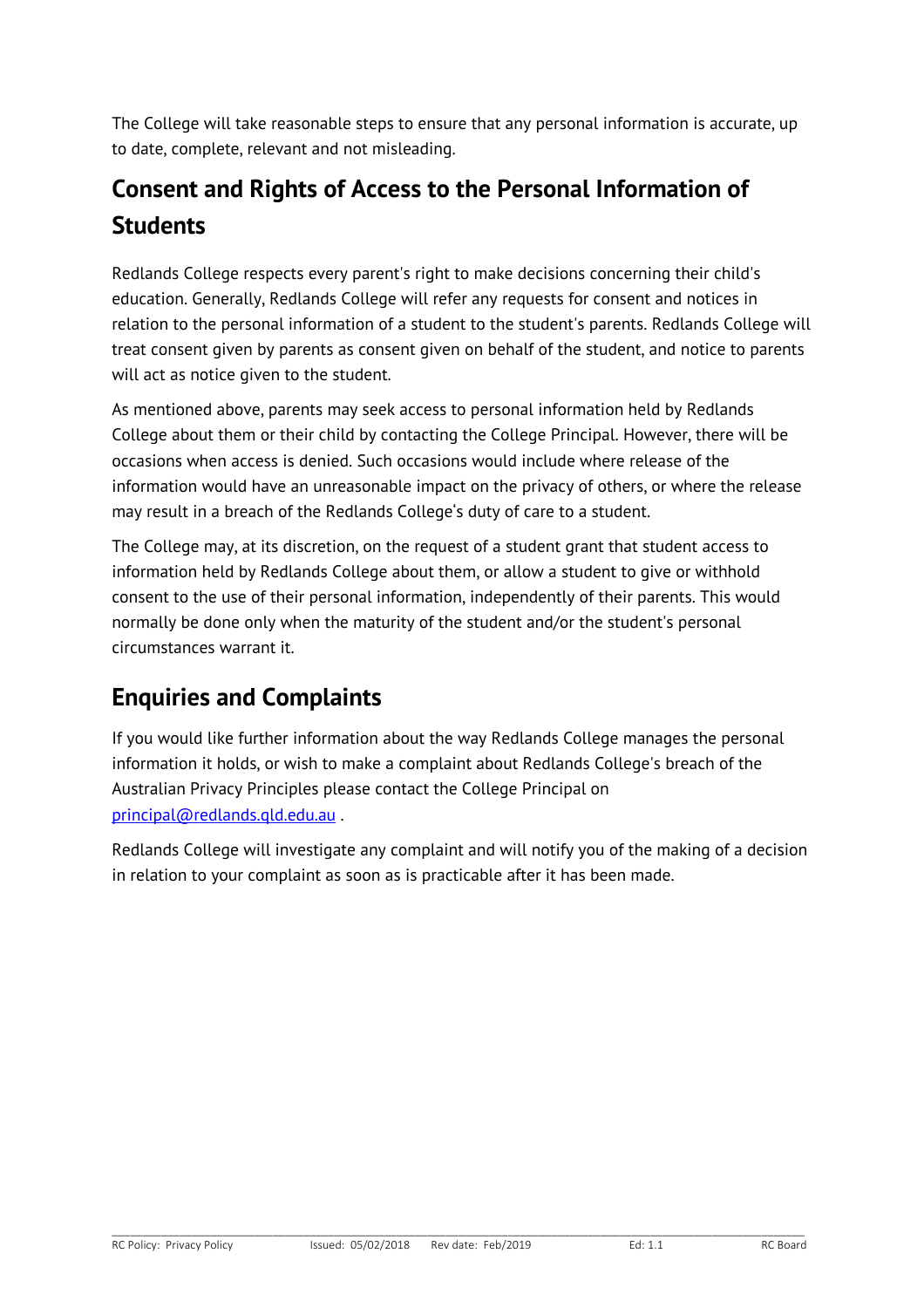The College will take reasonable steps to ensure that any personal information is accurate, up to date, complete, relevant and not misleading.

## Consent and Rights of Access to the Personal Information of Students

Redlands College respects every parent's right to make decisions concerning their child's education. Generally, Redlands College will refer any requests for consent and notices in relation to the personal information of a student to the student's parents. Redlands College will treat consent given by parents as consent given on behalf of the student, and notice to parents will act as notice given to the student.

As mentioned above, parents may seek access to personal information held by Redlands College about them or their child by contacting the College Principal. However, there will be occasions when access is denied. Such occasions would include where release of the information would have an unreasonable impact on the privacy of others, or where the release may result in a breach of the Redlands College's duty of care to a student.

The College may, at its discretion, on the request of a student grant that student access to information held by Redlands College about them, or allow a student to give or withhold consent to the use of their personal information, independently of their parents. This would normally be done only when the maturity of the student and/or the student's personal circumstances warrant it.

## Enquiries and Complaints

If you would like further information about the way Redlands College manages the personal information it holds, or wish to make a complaint about Redlands College's breach of the Australian Privacy Principles please contact the College Principal on principal@redlands.qld.edu.au .

Redlands College will investigate any complaint and will notify you of the making of a decision in relation to your complaint as soon as is practicable after it has been made.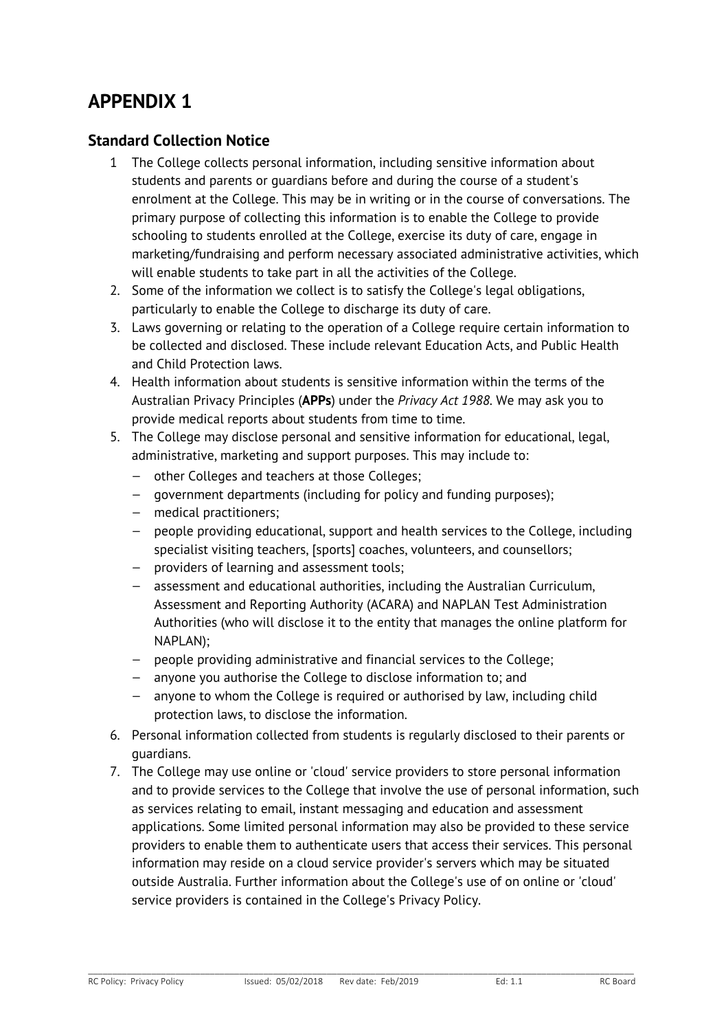# APPENDIX 1

## Standard Collection Notice

1. The College collects personal information, including sensitive information about students and parents or guardians before and during the course of a student's enrolment at the College. This may be in writing or in the course of conversations. The primary purpose of collecting this information is to enable the College to provide schooling to students enrolled at the College, exercise its duty of care, engage in marketing/fundraising and perform necessary associated administrative activities, which will enable students to take part in all the activities of the College.
2. Some of the information we collect is to satisfy the College's legal obligations, particularly to enable the College to discharge its duty of care.
3. Laws governing or relating to the operation of a College require certain information to be collected and disclosed. These include relevant Education Acts, and Public Health and Child Protection laws.
4. Health information about students is sensitive information within the terms of the Australian Privacy Principles (**APPs**) under the *Privacy Act 1988*. We may ask you to provide medical reports about students from time to time.
5. The College may disclose personal and sensitive information for educational, legal, administrative, marketing and support purposes. This may include to:
   - other Colleges and teachers at those Colleges;
   - government departments (including for policy and funding purposes);
   - medical practitioners;
   - people providing educational, support and health services to the College, including specialist visiting teachers, [sports] coaches, volunteers, and counsellors;
   - providers of learning and assessment tools;
   - assessment and educational authorities, including the Australian Curriculum, Assessment and Reporting Authority (ACARA) and NAPLAN Test Administration Authorities (who will disclose it to the entity that manages the online platform for NAPLAN);
   - people providing administrative and financial services to the College;
   - anyone you authorise the College to disclose information to; and
   - anyone to whom the College is required or authorised by law, including child protection laws, to disclose the information.
6. Personal information collected from students is regularly disclosed to their parents or guardians.
7. The College may use online or 'cloud' service providers to store personal information and to provide services to the College that involve the use of personal information, such as services relating to email, instant messaging and education and assessment applications. Some limited personal information may also be provided to these service providers to enable them to authenticate users that access their services. This personal information may reside on a cloud service provider's servers which may be situated outside Australia. Further information about the College's use of on online or 'cloud' service providers is contained in the College's Privacy Policy.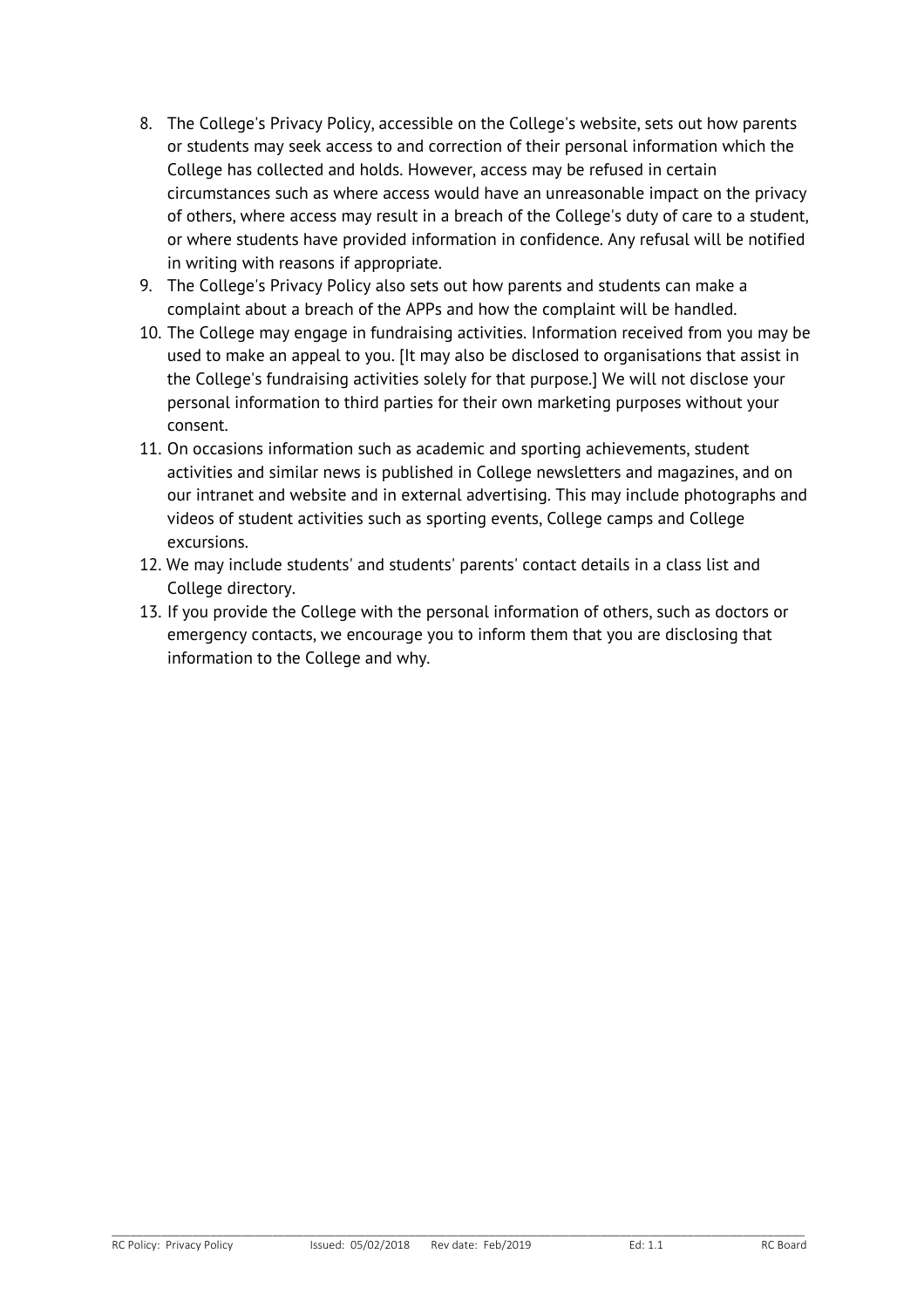8. The College's Privacy Policy, accessible on the College's website, sets out how parents or students may seek access to and correction of their personal information which the College has collected and holds. However, access may be refused in certain circumstances such as where access would have an unreasonable impact on the privacy of others, where access may result in a breach of the College's duty of care to a student, or where students have provided information in confidence. Any refusal will be notified in writing with reasons if appropriate.
9. The College's Privacy Policy also sets out how parents and students can make a complaint about a breach of the APPs and how the complaint will be handled.
10. The College may engage in fundraising activities. Information received from you may be used to make an appeal to you. [It may also be disclosed to organisations that assist in the College's fundraising activities solely for that purpose.] We will not disclose your personal information to third parties for their own marketing purposes without your consent.
11. On occasions information such as academic and sporting achievements, student activities and similar news is published in College newsletters and magazines, and on our intranet and website and in external advertising. This may include photographs and videos of student activities such as sporting events, College camps and College excursions.
12. We may include students' and students' parents' contact details in a class list and College directory.
13. If you provide the College with the personal information of others, such as doctors or emergency contacts, we encourage you to inform them that you are disclosing that information to the College and why.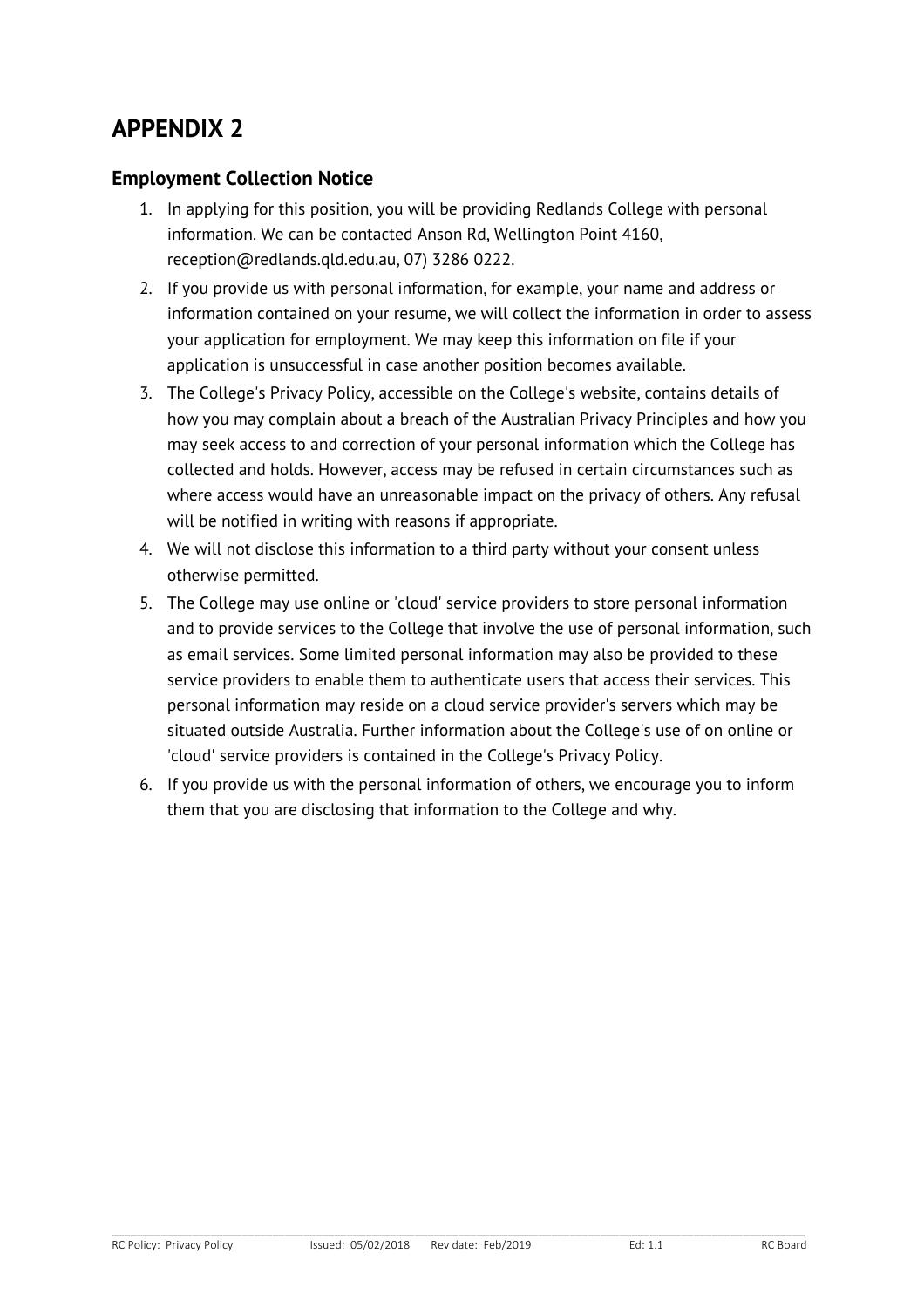# APPENDIX 2

## Employment Collection Notice

1. In applying for this position, you will be providing Redlands College with personal information. We can be contacted Anson Rd, Wellington Point 4160, reception@redlands.qld.edu.au, 07) 3286 0222.
2. If you provide us with personal information, for example, your name and address or information contained on your resume, we will collect the information in order to assess your application for employment. We may keep this information on file if your application is unsuccessful in case another position becomes available.
3. The College's Privacy Policy, accessible on the College's website, contains details of how you may complain about a breach of the Australian Privacy Principles and how you may seek access to and correction of your personal information which the College has collected and holds. However, access may be refused in certain circumstances such as where access would have an unreasonable impact on the privacy of others. Any refusal will be notified in writing with reasons if appropriate.
4. We will not disclose this information to a third party without your consent unless otherwise permitted.
5. The College may use online or 'cloud' service providers to store personal information and to provide services to the College that involve the use of personal information, such as email services. Some limited personal information may also be provided to these service providers to enable them to authenticate users that access their services. This personal information may reside on a cloud service provider's servers which may be situated outside Australia. Further information about the College's use of on online or 'cloud' service providers is contained in the College's Privacy Policy.
6. If you provide us with the personal information of others, we encourage you to inform them that you are disclosing that information to the College and why.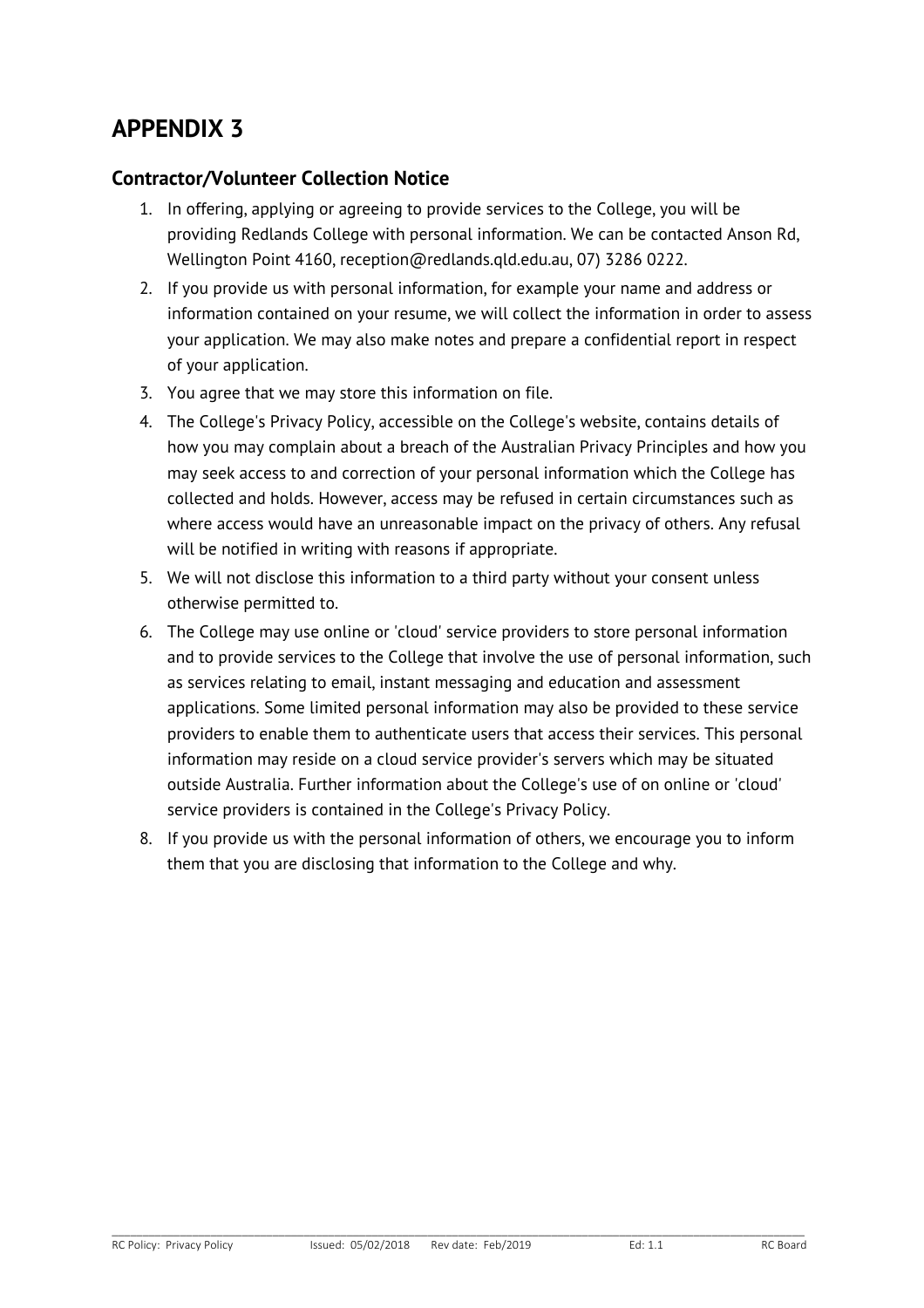# APPENDIX 3

## Contractor/Volunteer Collection Notice

1. In offering, applying or agreeing to provide services to the College, you will be providing Redlands College with personal information. We can be contacted Anson Rd, Wellington Point 4160, reception@redlands.qld.edu.au, 07) 3286 0222.
2. If you provide us with personal information, for example your name and address or information contained on your resume, we will collect the information in order to assess your application. We may also make notes and prepare a confidential report in respect of your application.
3. You agree that we may store this information on file.
4. The College's Privacy Policy, accessible on the College's website, contains details of how you may complain about a breach of the Australian Privacy Principles and how you may seek access to and correction of your personal information which the College has collected and holds. However, access may be refused in certain circumstances such as where access would have an unreasonable impact on the privacy of others. Any refusal will be notified in writing with reasons if appropriate.
5. We will not disclose this information to a third party without your consent unless otherwise permitted to.
6. The College may use online or 'cloud' service providers to store personal information and to provide services to the College that involve the use of personal information, such as services relating to email, instant messaging and education and assessment applications. Some limited personal information may also be provided to these service providers to enable them to authenticate users that access their services. This personal information may reside on a cloud service provider's servers which may be situated outside Australia. Further information about the College's use of on online or 'cloud' service providers is contained in the College's Privacy Policy.

8. If you provide us with the personal information of others, we encourage you to inform them that you are disclosing that information to the College and why.